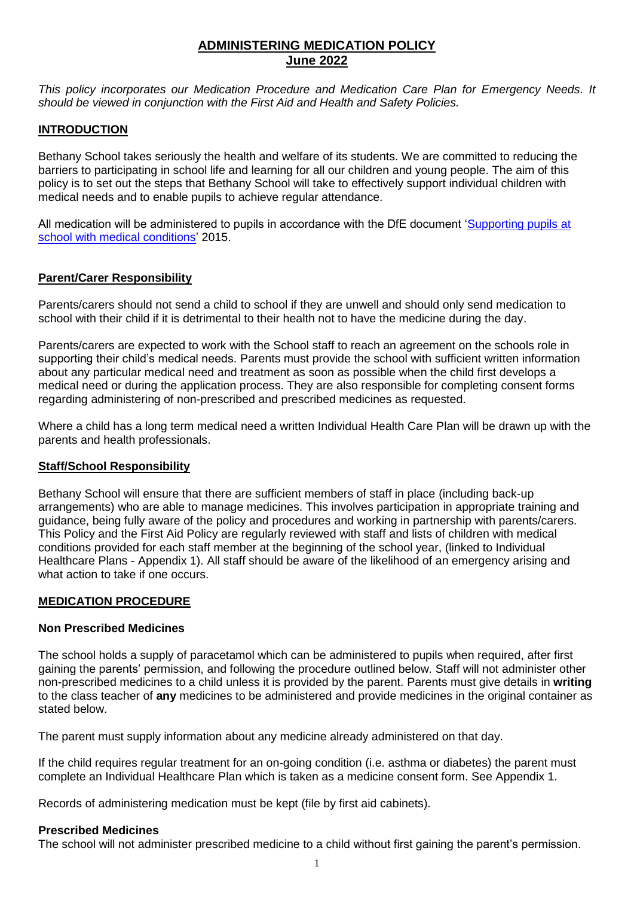# ADMINISTERING MEDICATION POLICY
## June 2022

*This policy incorporates our Medication Procedure and Medication Care Plan for Emergency Needs. It should be viewed in conjunction with the First Aid and Health and Safety Policies.*

## INTRODUCTION

Bethany School takes seriously the health and welfare of its students. We are committed to reducing the barriers to participating in school life and learning for all our children and young people. The aim of this policy is to set out the steps that Bethany School will take to effectively support individual children with medical needs and to enable pupils to achieve regular attendance.

All medication will be administered to pupils in accordance with the DfE document 'Supporting pupils at school with medical conditions' 2015.

### Parent/Carer Responsibility

Parents/carers should not send a child to school if they are unwell and should only send medication to school with their child if it is detrimental to their health not to have the medicine during the day.

Parents/carers are expected to work with the School staff to reach an agreement on the schools role in supporting their child's medical needs. Parents must provide the school with sufficient written information about any particular medical need and treatment as soon as possible when the child first develops a medical need or during the application process. They are also responsible for completing consent forms regarding administering of non-prescribed and prescribed medicines as requested.

Where a child has a long term medical need a written Individual Health Care Plan will be drawn up with the parents and health professionals.

### Staff/School Responsibility

Bethany School will ensure that there are sufficient members of staff in place (including back-up arrangements) who are able to manage medicines. This involves participation in appropriate training and guidance, being fully aware of the policy and procedures and working in partnership with parents/carers. This Policy and the First Aid Policy are regularly reviewed with staff and lists of children with medical conditions provided for each staff member at the beginning of the school year, (linked to Individual Healthcare Plans - Appendix 1). All staff should be aware of the likelihood of an emergency arising and what action to take if one occurs.

## MEDICATION PROCEDURE

### Non Prescribed Medicines

The school holds a supply of paracetamol which can be administered to pupils when required, after first gaining the parents' permission, and following the procedure outlined below. Staff will not administer other non-prescribed medicines to a child unless it is provided by the parent. Parents must give details in **writing** to the class teacher of **any** medicines to be administered and provide medicines in the original container as stated below.

The parent must supply information about any medicine already administered on that day.

If the child requires regular treatment for an on-going condition (i.e. asthma or diabetes) the parent must complete an Individual Healthcare Plan which is taken as a medicine consent form. See Appendix 1.

Records of administering medication must be kept (file by first aid cabinets).

### Prescribed Medicines

The school will not administer prescribed medicine to a child without first gaining the parent's permission.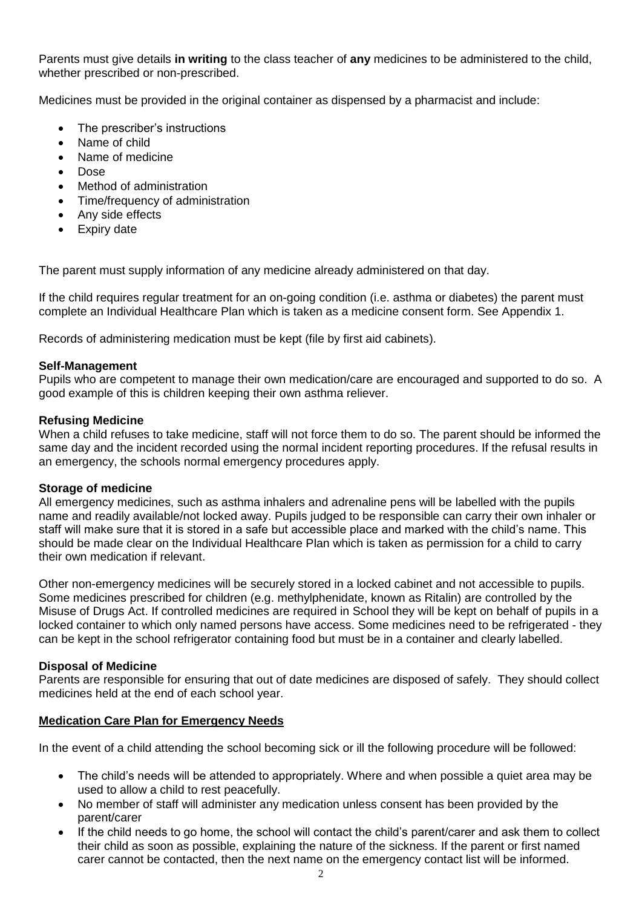Parents must give details **in writing** to the class teacher of **any** medicines to be administered to the child, whether prescribed or non-prescribed.

Medicines must be provided in the original container as dispensed by a pharmacist and include:

- The prescriber's instructions
- Name of child
- Name of medicine
- Dose
- Method of administration
- Time/frequency of administration
- Any side effects
- Expiry date

The parent must supply information of any medicine already administered on that day.

If the child requires regular treatment for an on-going condition (i.e. asthma or diabetes) the parent must complete an Individual Healthcare Plan which is taken as a medicine consent form. See Appendix 1.

Records of administering medication must be kept (file by first aid cabinets).

**Self-Management**
Pupils who are competent to manage their own medication/care are encouraged and supported to do so. A good example of this is children keeping their own asthma reliever.

**Refusing Medicine**
When a child refuses to take medicine, staff will not force them to do so. The parent should be informed the same day and the incident recorded using the normal incident reporting procedures. If the refusal results in an emergency, the schools normal emergency procedures apply.

**Storage of medicine**
All emergency medicines, such as asthma inhalers and adrenaline pens will be labelled with the pupils name and readily available/not locked away. Pupils judged to be responsible can carry their own inhaler or staff will make sure that it is stored in a safe but accessible place and marked with the child's name. This should be made clear on the Individual Healthcare Plan which is taken as permission for a child to carry their own medication if relevant.

Other non-emergency medicines will be securely stored in a locked cabinet and not accessible to pupils. Some medicines prescribed for children (e.g. methylphenidate, known as Ritalin) are controlled by the Misuse of Drugs Act. If controlled medicines are required in School they will be kept on behalf of pupils in a locked container to which only named persons have access. Some medicines need to be refrigerated - they can be kept in the school refrigerator containing food but must be in a container and clearly labelled.

**Disposal of Medicine**
Parents are responsible for ensuring that out of date medicines are disposed of safely. They should collect medicines held at the end of each school year.

**Medication Care Plan for Emergency Needs**

In the event of a child attending the school becoming sick or ill the following procedure will be followed:

- The child's needs will be attended to appropriately. Where and when possible a quiet area may be used to allow a child to rest peacefully.
- No member of staff will administer any medication unless consent has been provided by the parent/carer
- If the child needs to go home, the school will contact the child's parent/carer and ask them to collect their child as soon as possible, explaining the nature of the sickness. If the parent or first named carer cannot be contacted, then the next name on the emergency contact list will be informed.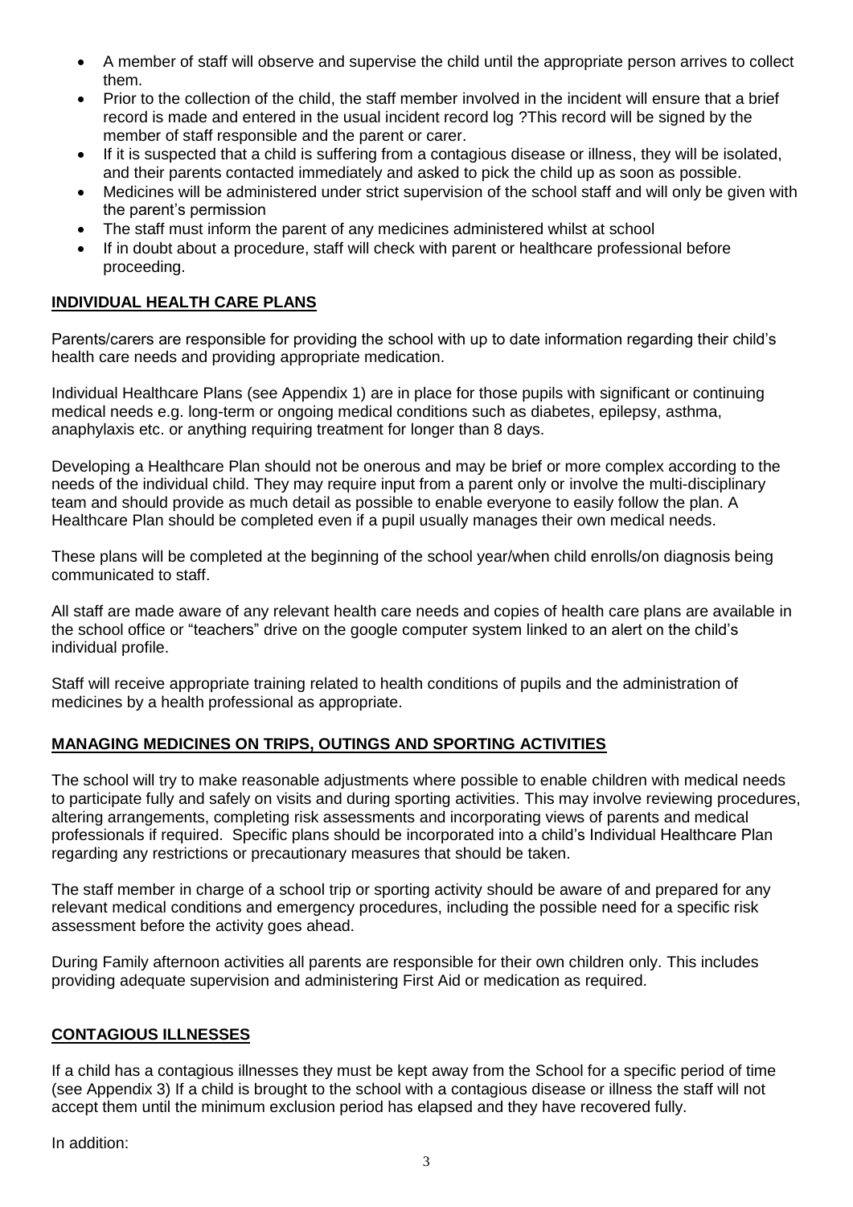- A member of staff will observe and supervise the child until the appropriate person arrives to collect them.
- Prior to the collection of the child, the staff member involved in the incident will ensure that a brief record is made and entered in the usual incident record log ?This record will be signed by the member of staff responsible and the parent or carer.
- If it is suspected that a child is suffering from a contagious disease or illness, they will be isolated, and their parents contacted immediately and asked to pick the child up as soon as possible.
- Medicines will be administered under strict supervision of the school staff and will only be given with the parent's permission
- The staff must inform the parent of any medicines administered whilst at school
- If in doubt about a procedure, staff will check with parent or healthcare professional before proceeding.

## INDIVIDUAL HEALTH CARE PLANS

Parents/carers are responsible for providing the school with up to date information regarding their child's health care needs and providing appropriate medication.

Individual Healthcare Plans (see Appendix 1) are in place for those pupils with significant or continuing medical needs e.g. long-term or ongoing medical conditions such as diabetes, epilepsy, asthma, anaphylaxis etc. or anything requiring treatment for longer than 8 days.

Developing a Healthcare Plan should not be onerous and may be brief or more complex according to the needs of the individual child. They may require input from a parent only or involve the multi-disciplinary team and should provide as much detail as possible to enable everyone to easily follow the plan. A Healthcare Plan should be completed even if a pupil usually manages their own medical needs.

These plans will be completed at the beginning of the school year/when child enrolls/on diagnosis being communicated to staff.

All staff are made aware of any relevant health care needs and copies of health care plans are available in the school office or "teachers" drive on the google computer system linked to an alert on the child's individual profile.

Staff will receive appropriate training related to health conditions of pupils and the administration of medicines by a health professional as appropriate.

## MANAGING MEDICINES ON TRIPS, OUTINGS AND SPORTING ACTIVITIES

The school will try to make reasonable adjustments where possible to enable children with medical needs to participate fully and safely on visits and during sporting activities. This may involve reviewing procedures, altering arrangements, completing risk assessments and incorporating views of parents and medical professionals if required. Specific plans should be incorporated into a child's Individual Healthcare Plan regarding any restrictions or precautionary measures that should be taken.

The staff member in charge of a school trip or sporting activity should be aware of and prepared for any relevant medical conditions and emergency procedures, including the possible need for a specific risk assessment before the activity goes ahead.

During Family afternoon activities all parents are responsible for their own children only. This includes providing adequate supervision and administering First Aid or medication as required.

## CONTAGIOUS ILLNESSES

If a child has a contagious illnesses they must be kept away from the School for a specific period of time (see Appendix 3) If a child is brought to the school with a contagious disease or illness the staff will not accept them until the minimum exclusion period has elapsed and they have recovered fully.

In addition: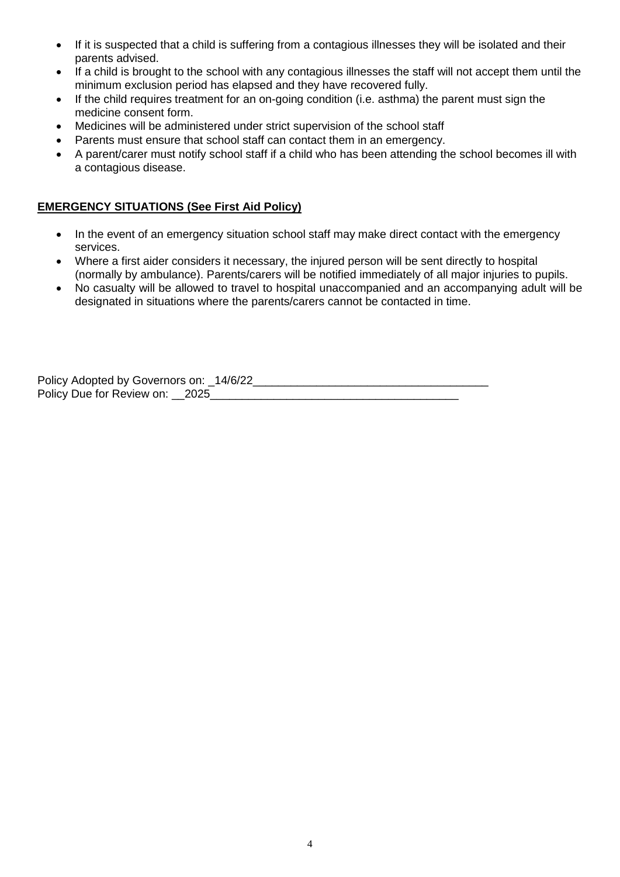- If it is suspected that a child is suffering from a contagious illnesses they will be isolated and their parents advised.
- If a child is brought to the school with any contagious illnesses the staff will not accept them until the minimum exclusion period has elapsed and they have recovered fully.
- If the child requires treatment for an on-going condition (i.e. asthma) the parent must sign the medicine consent form.
- Medicines will be administered under strict supervision of the school staff
- Parents must ensure that school staff can contact them in an emergency.
- A parent/carer must notify school staff if a child who has been attending the school becomes ill with a contagious disease.

**EMERGENCY SITUATIONS (See First Aid Policy)**

- In the event of an emergency situation school staff may make direct contact with the emergency services.
- Where a first aider considers it necessary, the injured person will be sent directly to hospital (normally by ambulance). Parents/carers will be notified immediately of all major injuries to pupils.
- No casualty will be allowed to travel to hospital unaccompanied and an accompanying adult will be designated in situations where the parents/carers cannot be contacted in time.

Policy Adopted by Governors on: _14/6/22_____________________________________

Policy Due for Review on: __2025________________________________________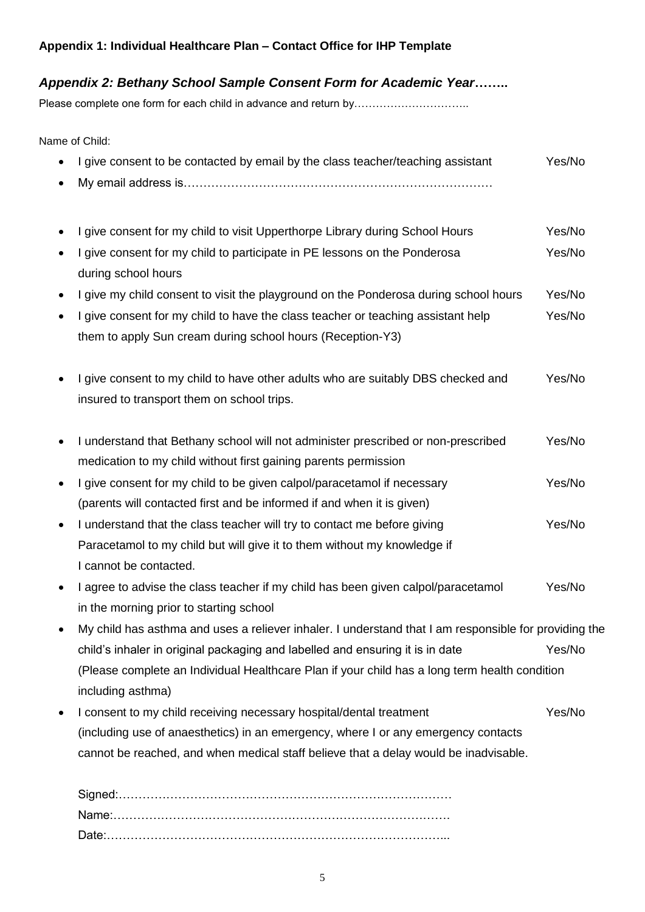**Appendix 1: Individual Healthcare Plan – Contact Office for IHP Template**

***Appendix 2: Bethany School Sample Consent Form for Academic Year……..***

Please complete one form for each child in advance and return by…………………………..

Name of Child:

- I give consent to be contacted by email by the class teacher/teaching assistant Yes/No
- My email address is……………………………………………………………………

- I give consent for my child to visit Upperthorpe Library during School Hours Yes/No
- I give consent for my child to participate in PE lessons on the Ponderosa during school hours Yes/No
- I give my child consent to visit the playground on the Ponderosa during school hours Yes/No
- I give consent for my child to have the class teacher or teaching assistant help them to apply Sun cream during school hours (Reception-Y3) Yes/No

- I give consent to my child to have other adults who are suitably DBS checked and insured to transport them on school trips. Yes/No

- I understand that Bethany school will not administer prescribed or non-prescribed medication to my child without first gaining parents permission Yes/No
- I give consent for my child to be given calpol/paracetamol if necessary (parents will contacted first and be informed if and when it is given) Yes/No
- I understand that the class teacher will try to contact me before giving Paracetamol to my child but will give it to them without my knowledge if I cannot be contacted. Yes/No
- I agree to advise the class teacher if my child has been given calpol/paracetamol in the morning prior to starting school Yes/No
- My child has asthma and uses a reliever inhaler. I understand that I am responsible for providing the child's inhaler in original packaging and labelled and ensuring it is in date Yes/No (Please complete an Individual Healthcare Plan if your child has a long term health condition including asthma)
- I consent to my child receiving necessary hospital/dental treatment (including use of anaesthetics) in an emergency, where I or any emergency contacts cannot be reached, and when medical staff believe that a delay would be inadvisable. Yes/No

Signed:…………………………………………………………………………

Name:…………………………………………………………………………

Date:…………………………………………………………………………...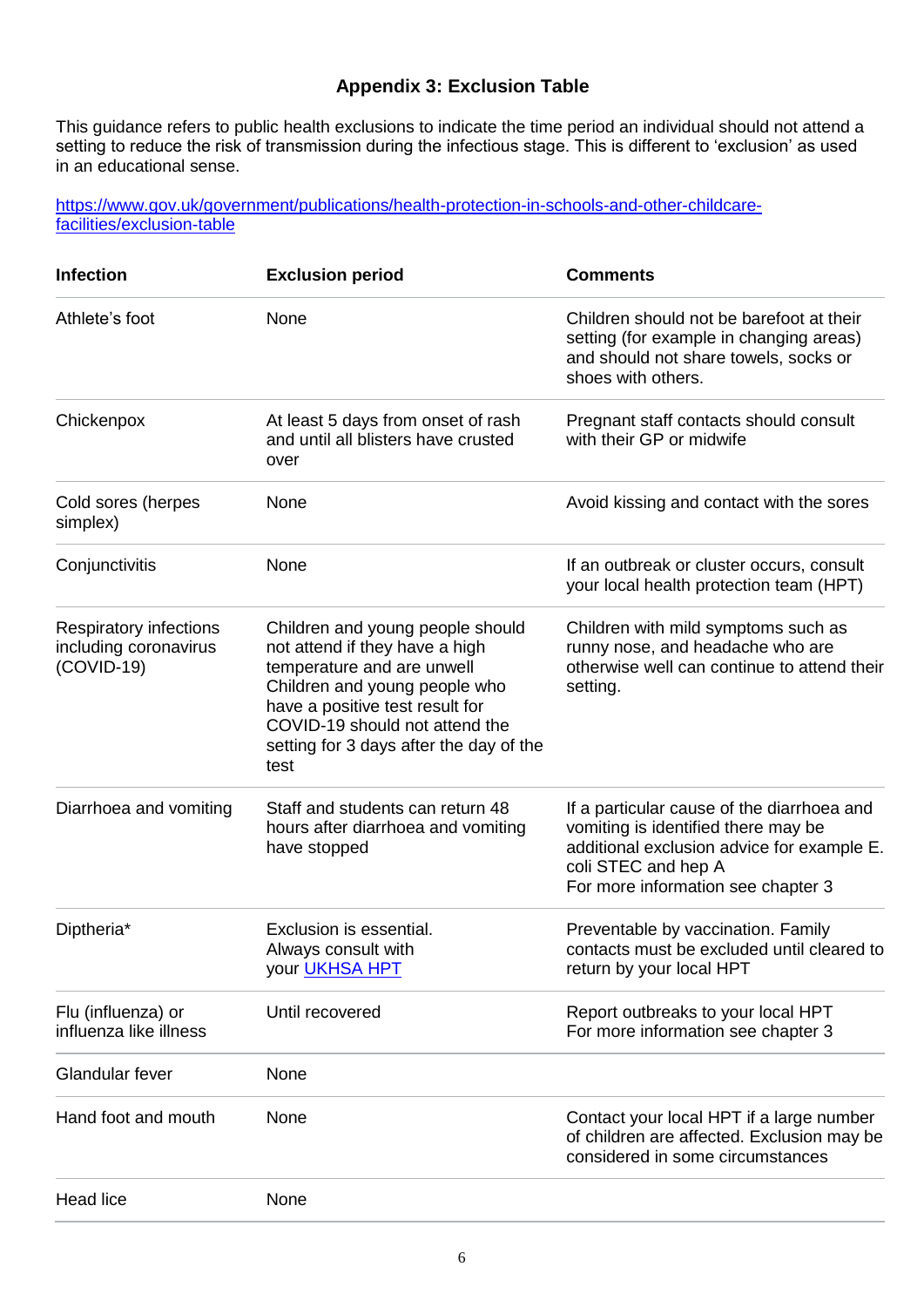## Appendix 3: Exclusion Table

This guidance refers to public health exclusions to indicate the time period an individual should not attend a setting to reduce the risk of transmission during the infectious stage. This is different to 'exclusion' as used in an educational sense.

[https://www.gov.uk/government/publications/health-protection-in-schools-and-other-childcare-facilities/exclusion-table](https://www.gov.uk/government/publications/health-protection-in-schools-and-other-childcare-facilities/exclusion-table)

| Infection | Exclusion period | Comments |
|---|---|---|
| Athlete's foot | None | Children should not be barefoot at their setting (for example in changing areas) and should not share towels, socks or shoes with others. |
| Chickenpox | At least 5 days from onset of rash and until all blisters have crusted over | Pregnant staff contacts should consult with their GP or midwife |
| Cold sores (herpes simplex) | None | Avoid kissing and contact with the sores |
| Conjunctivitis | None | If an outbreak or cluster occurs, consult your local health protection team (HPT) |
| Respiratory infections including coronavirus (COVID-19) | Children and young people should not attend if they have a high temperature and are unwell<br>Children and young people who have a positive test result for COVID-19 should not attend the setting for 3 days after the day of the test | Children with mild symptoms such as runny nose, and headache who are otherwise well can continue to attend their setting. |
| Diarrhoea and vomiting | Staff and students can return 48 hours after diarrhoea and vomiting have stopped | If a particular cause of the diarrhoea and vomiting is identified there may be additional exclusion advice for example E. coli STEC and hep A<br>For more information see chapter 3 |
| Diptheria* | Exclusion is essential.<br>Always consult with your [UKHSA HPT]() | Preventable by vaccination. Family contacts must be excluded until cleared to return by your local HPT |
| Flu (influenza) or influenza like illness | Until recovered | Report outbreaks to your local HPT<br>For more information see chapter 3 |
| Glandular fever | None | |
| Hand foot and mouth | None | Contact your local HPT if a large number of children are affected. Exclusion may be considered in some circumstances |
| Head lice | None | |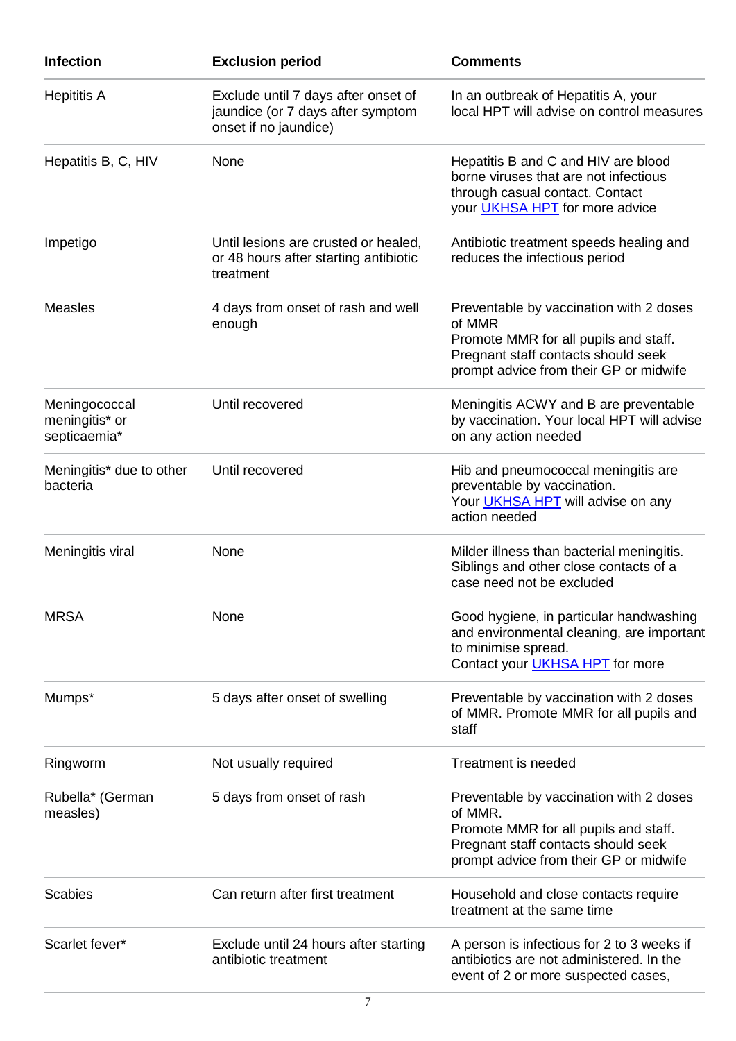| Infection | Exclusion period | Comments |
| --- | --- | --- |
| Hepititis A | Exclude until 7 days after onset of jaundice (or 7 days after symptom onset if no jaundice) | In an outbreak of Hepatitis A, your local HPT will advise on control measures |
| Hepatitis B, C, HIV | None | Hepatitis B and C and HIV are blood borne viruses that are not infectious through casual contact. Contact your UKHSA HPT for more advice |
| Impetigo | Until lesions are crusted or healed, or 48 hours after starting antibiotic treatment | Antibiotic treatment speeds healing and reduces the infectious period |
| Measles | 4 days from onset of rash and well enough | Preventable by vaccination with 2 doses of MMR<br>Promote MMR for all pupils and staff. Pregnant staff contacts should seek prompt advice from their GP or midwife |
| Meningococcal meningitis* or septicaemia* | Until recovered | Meningitis ACWY and B are preventable by vaccination. Your local HPT will advise on any action needed |
| Meningitis* due to other bacteria | Until recovered | Hib and pneumococcal meningitis are preventable by vaccination.<br>Your UKHSA HPT will advise on any action needed |
| Meningitis viral | None | Milder illness than bacterial meningitis. Siblings and other close contacts of a case need not be excluded |
| MRSA | None | Good hygiene, in particular handwashing and environmental cleaning, are important to minimise spread.<br>Contact your UKHSA HPT for more |
| Mumps* | 5 days after onset of swelling | Preventable by vaccination with 2 doses of MMR. Promote MMR for all pupils and staff |
| Ringworm | Not usually required | Treatment is needed |
| Rubella* (German measles) | 5 days from onset of rash | Preventable by vaccination with 2 doses of MMR.<br>Promote MMR for all pupils and staff. Pregnant staff contacts should seek prompt advice from their GP or midwife |
| Scabies | Can return after first treatment | Household and close contacts require treatment at the same time |
| Scarlet fever* | Exclude until 24 hours after starting antibiotic treatment | A person is infectious for 2 to 3 weeks if antibiotics are not administered. In the event of 2 or more suspected cases, |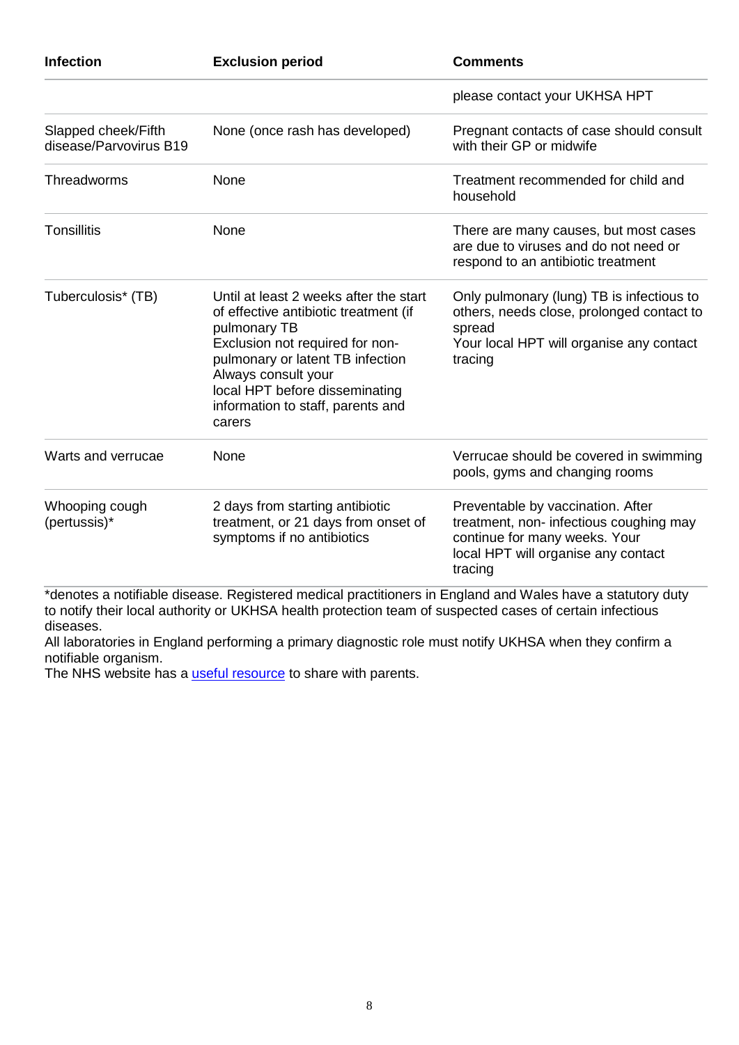| Infection | Exclusion period | Comments |
|---|---|---|
| | | please contact your UKHSA HPT |
| Slapped cheek/Fifth disease/Parvovirus B19 | None (once rash has developed) | Pregnant contacts of case should consult with their GP or midwife |
| Threadworms | None | Treatment recommended for child and household |
| Tonsillitis | None | There are many causes, but most cases are due to viruses and do not need or respond to an antibiotic treatment |
| Tuberculosis* (TB) | Until at least 2 weeks after the start of effective antibiotic treatment (if pulmonary TB<br>Exclusion not required for non-pulmonary or latent TB infection<br>Always consult your local HPT before disseminating information to staff, parents and carers | Only pulmonary (lung) TB is infectious to others, needs close, prolonged contact to spread<br>Your local HPT will organise any contact tracing |
| Warts and verrucae | None | Verrucae should be covered in swimming pools, gyms and changing rooms |
| Whooping cough (pertussis)* | 2 days from starting antibiotic treatment, or 21 days from onset of symptoms if no antibiotics | Preventable by vaccination. After treatment, non- infectious coughing may continue for many weeks. Your local HPT will organise any contact tracing |

*denotes a notifiable disease. Registered medical practitioners in England and Wales have a statutory duty to notify their local authority or UKHSA health protection team of suspected cases of certain infectious diseases.

All laboratories in England performing a primary diagnostic role must notify UKHSA when they confirm a notifiable organism.

The NHS website has a useful resource to share with parents.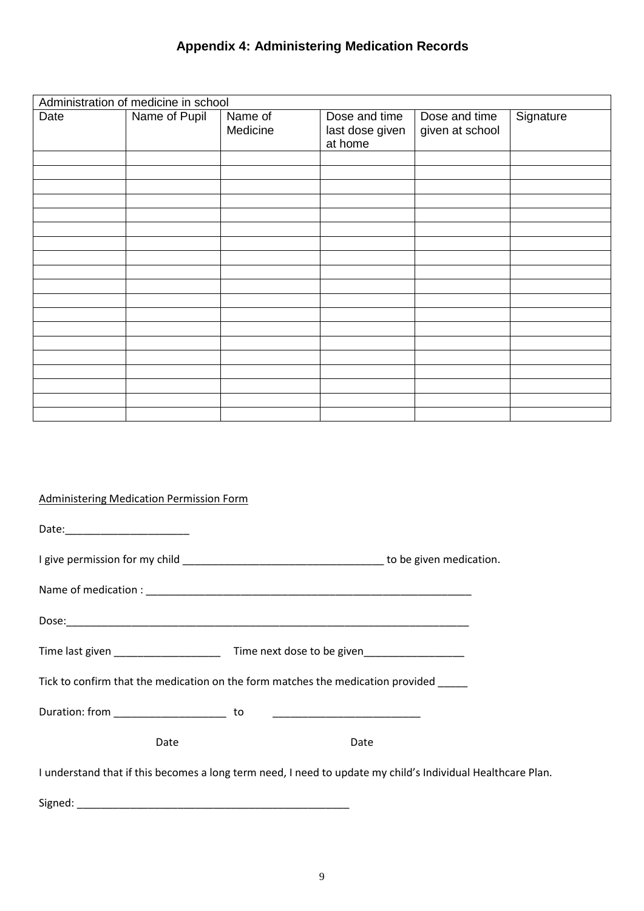## Appendix 4: Administering Medication Records

| Administration of medicine in school | | | | | |
|---|---|---|---|---|---|
| Date | Name of Pupil | Name of Medicine | Dose and time last dose given at home | Dose and time given at school | Signature |
| | | | | | |
| | | | | | |
| | | | | | |
| | | | | | |
| | | | | | |
| | | | | | |
| | | | | | |
| | | | | | |
| | | | | | |
| | | | | | |
| | | | | | |
| | | | | | |
| | | | | | |
| | | | | | |
| | | | | | |
| | | | | | |
| | | | | | |
| | | | | | |
| | | | | | |

Administering Medication Permission Form

Date:_____________________

I give permission for my child __________________________________ to be given medication.

Name of medication : _________________________________________________________

Dose:_______________________________________________________________________

Time last given __________________ Time next dose to be given_________________

Tick to confirm that the medication on the form matches the medication provided _____

Duration: from ___________________ to _________________________

Date Date

I understand that if this becomes a long term need, I need to update my child's Individual Healthcare Plan.

Signed: _______________________________________________